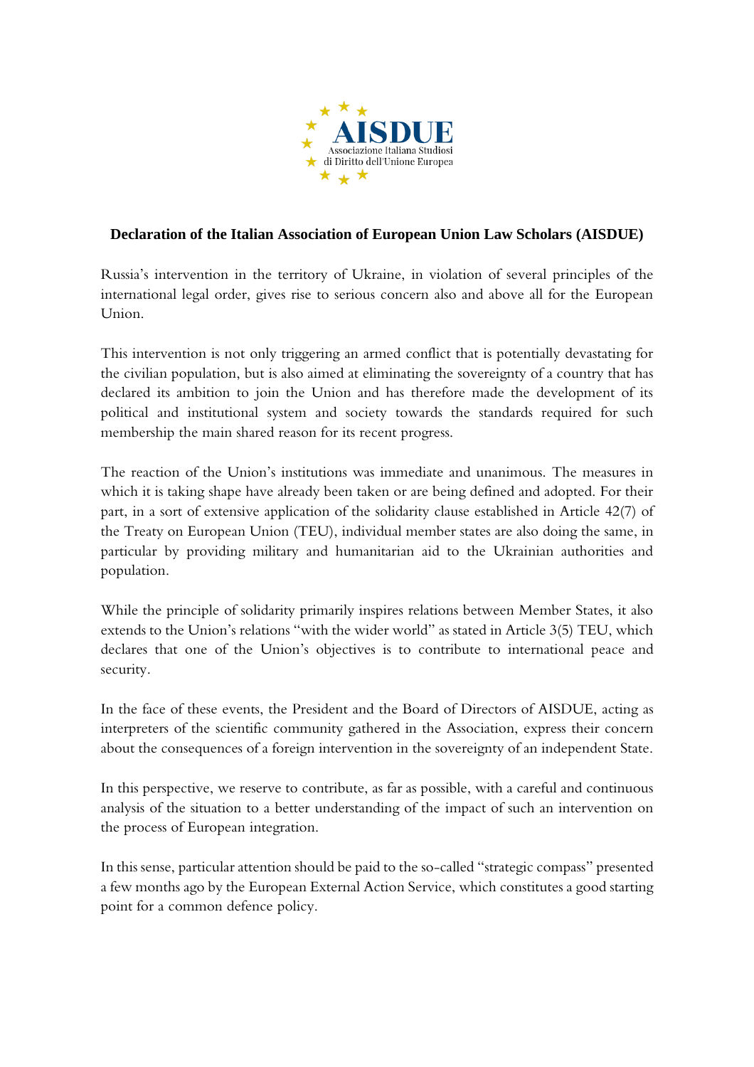AISDUE

Associazione Italiana Studiosi di Diritto dell'Unione Europea

## Declaration of the Italian Association of European Union Law Scholars (AISDUE)

Russia's intervention in the territory of Ukraine, in violation of several principles of the international legal order, gives rise to serious concern also and above all for the European Union.

This intervention is not only triggering an armed conflict that is potentially devastating for the civilian population, but is also aimed at eliminating the sovereignty of a country that has declared its ambition to join the Union and has therefore made the development of its political and institutional system and society towards the standards required for such membership the main shared reason for its recent progress.

The reaction of the Union's institutions was immediate and unanimous. The measures in which it is taking shape have already been taken or are being defined and adopted. For their part, in a sort of extensive application of the solidarity clause established in Article 42(7) of the Treaty on European Union (TEU), individual member states are also doing the same, in particular by providing military and humanitarian aid to the Ukrainian authorities and population.

While the principle of solidarity primarily inspires relations between Member States, it also extends to the Union's relations "with the wider world" as stated in Article 3(5) TEU, which declares that one of the Union's objectives is to contribute to international peace and security.

In the face of these events, the President and the Board of Directors of AISDUE, acting as interpreters of the scientific community gathered in the Association, express their concern about the consequences of a foreign intervention in the sovereignty of an independent State.

In this perspective, we reserve to contribute, as far as possible, with a careful and continuous analysis of the situation to a better understanding of the impact of such an intervention on the process of European integration.

In this sense, particular attention should be paid to the so-called "strategic compass" presented a few months ago by the European External Action Service, which constitutes a good starting point for a common defence policy.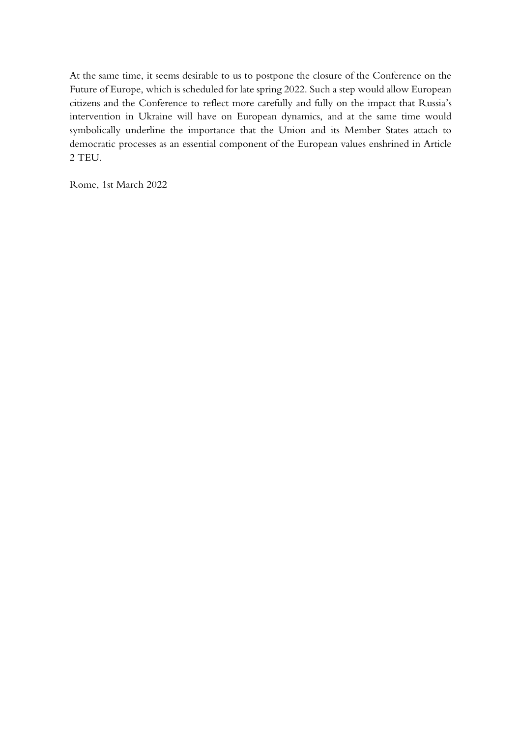At the same time, it seems desirable to us to postpone the closure of the Conference on the Future of Europe, which is scheduled for late spring 2022. Such a step would allow European citizens and the Conference to reflect more carefully and fully on the impact that Russia's intervention in Ukraine will have on European dynamics, and at the same time would symbolically underline the importance that the Union and its Member States attach to democratic processes as an essential component of the European values enshrined in Article 2 TEU.

Rome, 1st March 2022